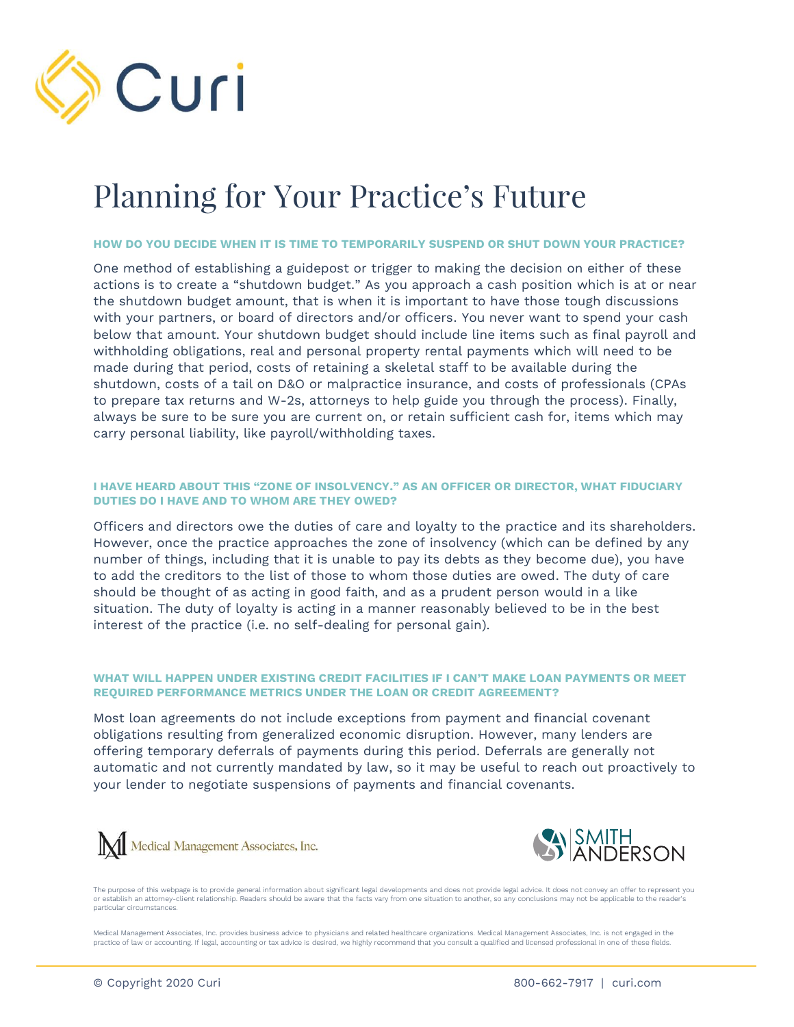Curi

# Planning for Your Practice's Future

### HOW DO YOU DECIDE WHEN IT IS TIME TO TEMPORARILY SUSPEND OR SHUT DOWN YOUR PRACTICE?

One method of establishing a guidepost or trigger to making the decision on either of these actions is to create a "shutdown budget." As you approach a cash position which is at or near the shutdown budget amount, that is when it is important to have those tough discussions with your partners, or board of directors and/or officers. You never want to spend your cash below that amount. Your shutdown budget should include line items such as final payroll and withholding obligations, real and personal property rental payments which will need to be made during that period, costs of retaining a skeletal staff to be available during the shutdown, costs of a tail on D&O or malpractice insurance, and costs of professionals (CPAs to prepare tax returns and W-2s, attorneys to help guide you through the process). Finally, always be sure to be sure you are current on, or retain sufficient cash for, items which may carry personal liability, like payroll/withholding taxes.

### I HAVE HEARD ABOUT THIS "ZONE OF INSOLVENCY." AS AN OFFICER OR DIRECTOR, WHAT FIDUCIARY DUTIES DO I HAVE AND TO WHOM ARE THEY OWED?

Officers and directors owe the duties of care and loyalty to the practice and its shareholders. However, once the practice approaches the zone of insolvency (which can be defined by any number of things, including that it is unable to pay its debts as they become due), you have to add the creditors to the list of those to whom those duties are owed. The duty of care should be thought of as acting in good faith, and as a prudent person would in a like situation. The duty of loyalty is acting in a manner reasonably believed to be in the best interest of the practice (i.e. no self-dealing for personal gain).

### WHAT WILL HAPPEN UNDER EXISTING CREDIT FACILITIES IF I CAN'T MAKE LOAN PAYMENTS OR MEET REQUIRED PERFORMANCE METRICS UNDER THE LOAN OR CREDIT AGREEMENT?

Most loan agreements do not include exceptions from payment and financial covenant obligations resulting from generalized economic disruption. However, many lenders are offering temporary deferrals of payments during this period. Deferrals are generally not automatic and not currently mandated by law, so it may be useful to reach out proactively to your lender to negotiate suspensions of payments and financial covenants.

Medical Management Associates, Inc.

SMITH ANDERSON

The purpose of this webpage is to provide general information about significant legal developments and does not provide legal advice. It does not convey an offer to represent you or establish an attorney-client relationship. Readers should be aware that the facts vary from one situation to another, so any conclusions may not be applicable to the reader's particular circumstances.

Medical Management Associates, Inc. provides business advice to physicians and related healthcare organizations. Medical Management Associates, Inc. is not engaged in the practice of law or accounting. If legal, accounting or tax advice is desired, we highly recommend that you consult a qualified and licensed professional in one of these fields.

© Copyright 2020 Curi

800-662-7917 | curi.com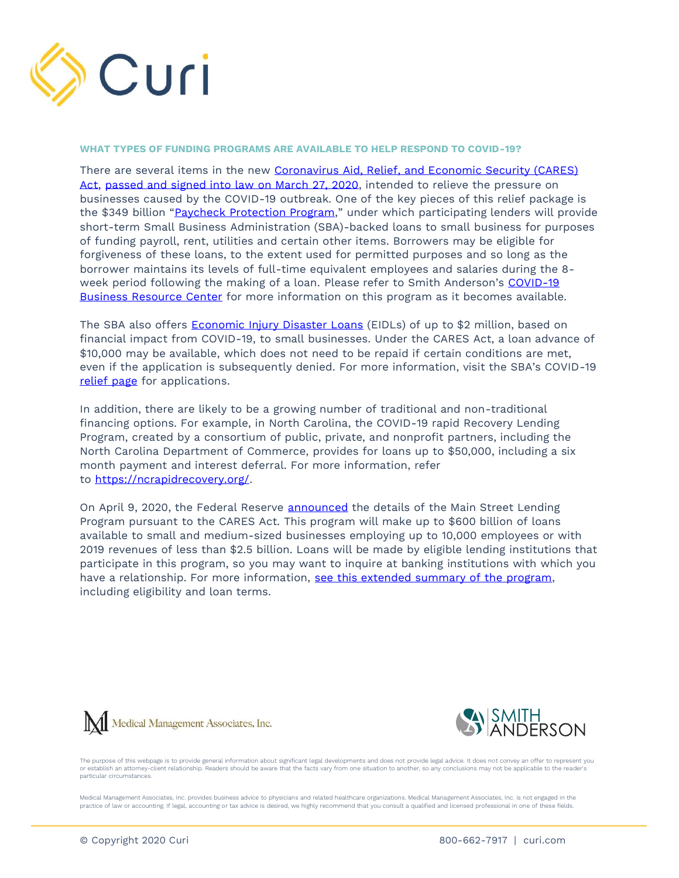### WHAT TYPES OF FUNDING PROGRAMS ARE AVAILABLE TO HELP RESPOND TO COVID-19?

There are several items in the new Coronavirus Aid, Relief, and Economic Security (CARES) Act, passed and signed into law on March 27, 2020, intended to relieve the pressure on businesses caused by the COVID-19 outbreak. One of the key pieces of this relief package is the $349 billion "Paycheck Protection Program," under which participating lenders will provide short-term Small Business Administration (SBA)-backed loans to small business for purposes of funding payroll, rent, utilities and certain other items. Borrowers may be eligible for forgiveness of these loans, to the extent used for permitted purposes and so long as the borrower maintains its levels of full-time equivalent employees and salaries during the 8-week period following the making of a loan. Please refer to Smith Anderson's COVID-19 Business Resource Center for more information on this program as it becomes available.

The SBA also offers Economic Injury Disaster Loans (EIDLs) of up to $2 million, based on financial impact from COVID-19, to small businesses. Under the CARES Act, a loan advance of $10,000 may be available, which does not need to be repaid if certain conditions are met, even if the application is subsequently denied. For more information, visit the SBA's COVID-19 relief page for applications.

In addition, there are likely to be a growing number of traditional and non-traditional financing options. For example, in North Carolina, the COVID-19 rapid Recovery Lending Program, created by a consortium of public, private, and nonprofit partners, including the North Carolina Department of Commerce, provides for loans up to $50,000, including a six month payment and interest deferral. For more information, refer to https://ncrapidrecovery.org/.

On April 9, 2020, the Federal Reserve announced the details of the Main Street Lending Program pursuant to the CARES Act. This program will make up to $600 billion of loans available to small and medium-sized businesses employing up to 10,000 employees or with 2019 revenues of less than $2.5 billion. Loans will be made by eligible lending institutions that participate in this program, so you may want to inquire at banking institutions with which you have a relationship. For more information, see this extended summary of the program, including eligibility and loan terms.

Medical Management Associates, Inc.

SMITH ANDERSON

The purpose of this webpage is to provide general information about significant legal developments and does not provide legal advice. It does not convey an offer to represent you or establish an attorney-client relationship. Readers should be aware that the facts vary from one situation to another, so any conclusions may not be applicable to the reader's particular circumstances.

Medical Management Associates, Inc. provides business advice to physicians and related healthcare organizations. Medical Management Associates, Inc. is not engaged in the practice of law or accounting. If legal, accounting or tax advice is desired, we highly recommend that you consult a qualified and licensed professional in one of these fields.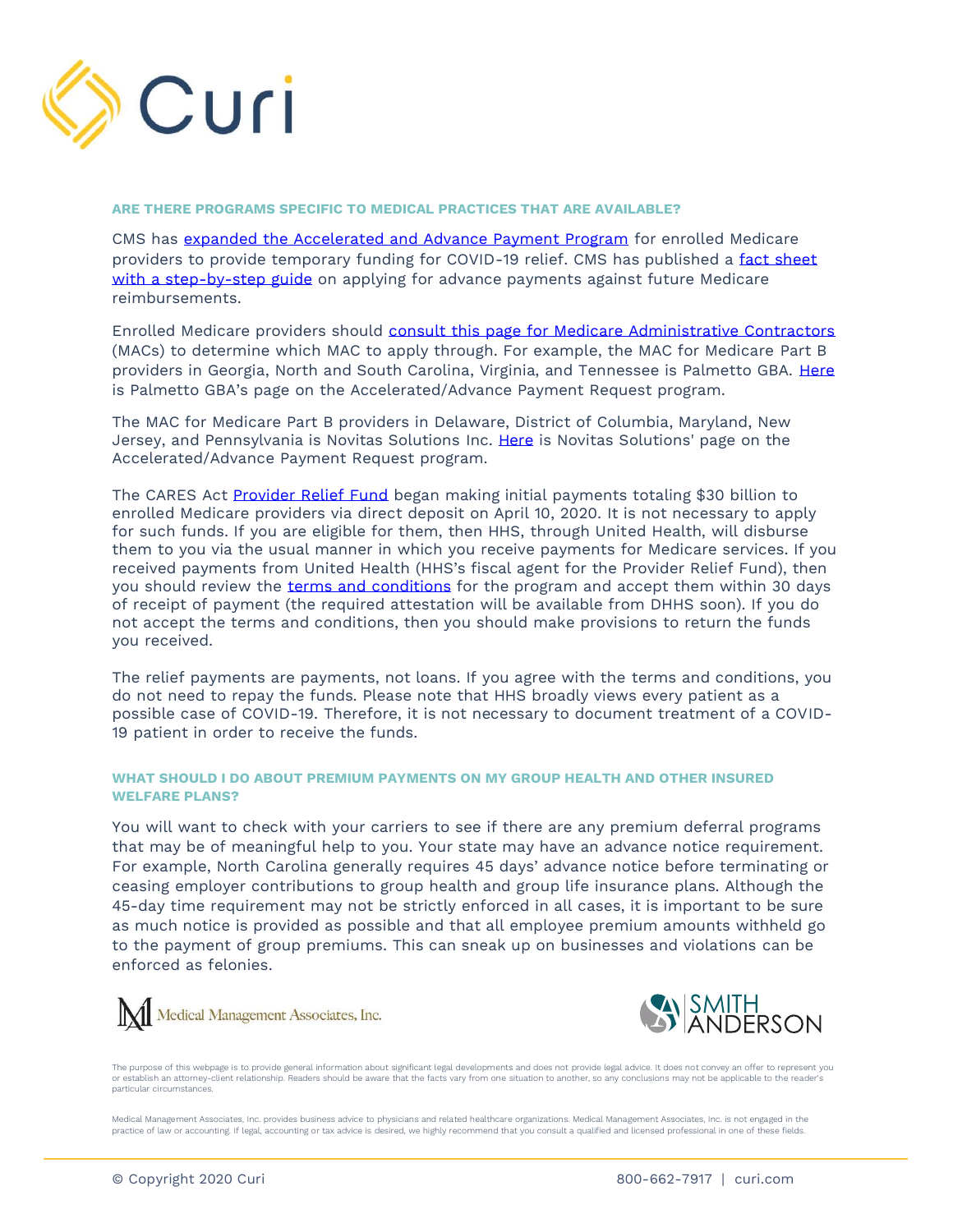## ARE THERE PROGRAMS SPECIFIC TO MEDICAL PRACTICES THAT ARE AVAILABLE?

CMS has expanded the Accelerated and Advance Payment Program for enrolled Medicare providers to provide temporary funding for COVID-19 relief. CMS has published a fact sheet with a step-by-step guide on applying for advance payments against future Medicare reimbursements.

Enrolled Medicare providers should consult this page for Medicare Administrative Contractors (MACs) to determine which MAC to apply through. For example, the MAC for Medicare Part B providers in Georgia, North and South Carolina, Virginia, and Tennessee is Palmetto GBA. Here is Palmetto GBA's page on the Accelerated/Advance Payment Request program.

The MAC for Medicare Part B providers in Delaware, District of Columbia, Maryland, New Jersey, and Pennsylvania is Novitas Solutions Inc. Here is Novitas Solutions' page on the Accelerated/Advance Payment Request program.

The CARES Act Provider Relief Fund began making initial payments totaling $30 billion to enrolled Medicare providers via direct deposit on April 10, 2020. It is not necessary to apply for such funds. If you are eligible for them, then HHS, through United Health, will disburse them to you via the usual manner in which you receive payments for Medicare services. If you received payments from United Health (HHS's fiscal agent for the Provider Relief Fund), then you should review the terms and conditions for the program and accept them within 30 days of receipt of payment (the required attestation will be available from DHHS soon). If you do not accept the terms and conditions, then you should make provisions to return the funds you received.

The relief payments are payments, not loans. If you agree with the terms and conditions, you do not need to repay the funds. Please note that HHS broadly views every patient as a possible case of COVID-19. Therefore, it is not necessary to document treatment of a COVID-19 patient in order to receive the funds.

## WHAT SHOULD I DO ABOUT PREMIUM PAYMENTS ON MY GROUP HEALTH AND OTHER INSURED WELFARE PLANS?

You will want to check with your carriers to see if there are any premium deferral programs that may be of meaningful help to you. Your state may have an advance notice requirement. For example, North Carolina generally requires 45 days' advance notice before terminating or ceasing employer contributions to group health and group life insurance plans. Although the 45-day time requirement may not be strictly enforced in all cases, it is important to be sure as much notice is provided as possible and that all employee premium amounts withheld go to the payment of group premiums. This can sneak up on businesses and violations can be enforced as felonies.

The purpose of this webpage is to provide general information about significant legal developments and does not provide legal advice. It does not convey an offer to represent you or establish an attorney-client relationship. Readers should be aware that the facts vary from one situation to another, so any conclusions may not be applicable to the reader's particular circumstances.

Medical Management Associates, Inc. provides business advice to physicians and related healthcare organizations. Medical Management Associates, Inc. is not engaged in the practice of law or accounting. If legal, accounting or tax advice is desired, we highly recommend that you consult a qualified and licensed professional in one of these fields.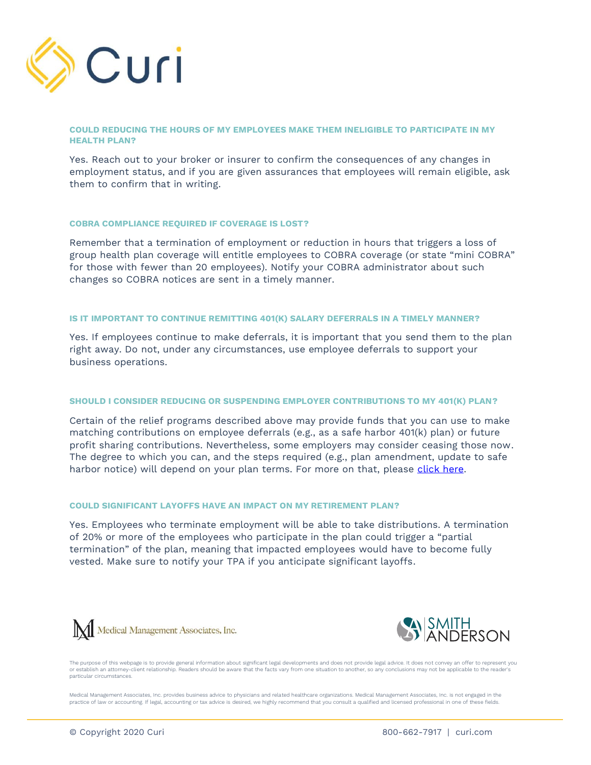#### COULD REDUCING THE HOURS OF MY EMPLOYEES MAKE THEM INELIGIBLE TO PARTICIPATE IN MY HEALTH PLAN?

Yes. Reach out to your broker or insurer to confirm the consequences of any changes in employment status, and if you are given assurances that employees will remain eligible, ask them to confirm that in writing.

#### COBRA COMPLIANCE REQUIRED IF COVERAGE IS LOST?

Remember that a termination of employment or reduction in hours that triggers a loss of group health plan coverage will entitle employees to COBRA coverage (or state "mini COBRA" for those with fewer than 20 employees). Notify your COBRA administrator about such changes so COBRA notices are sent in a timely manner.

#### IS IT IMPORTANT TO CONTINUE REMITTING 401(K) SALARY DEFERRALS IN A TIMELY MANNER?

Yes. If employees continue to make deferrals, it is important that you send them to the plan right away. Do not, under any circumstances, use employee deferrals to support your business operations.

#### SHOULD I CONSIDER REDUCING OR SUSPENDING EMPLOYER CONTRIBUTIONS TO MY 401(K) PLAN?

Certain of the relief programs described above may provide funds that you can use to make matching contributions on employee deferrals (e.g., as a safe harbor 401(k) plan) or future profit sharing contributions. Nevertheless, some employers may consider ceasing those now. The degree to which you can, and the steps required (e.g., plan amendment, update to safe harbor notice) will depend on your plan terms. For more on that, please click here.

#### COULD SIGNIFICANT LAYOFFS HAVE AN IMPACT ON MY RETIREMENT PLAN?

Yes. Employees who terminate employment will be able to take distributions. A termination of 20% or more of the employees who participate in the plan could trigger a "partial termination" of the plan, meaning that impacted employees would have to become fully vested. Make sure to notify your TPA if you anticipate significant layoffs.

Medical Management Associates, Inc.

SMITH ANDERSON

The purpose of this webpage is to provide general information about significant legal developments and does not provide legal advice. It does not convey an offer to represent you or establish an attorney-client relationship. Readers should be aware that the facts vary from one situation to another, so any conclusions may not be applicable to the reader's particular circumstances.

Medical Management Associates, Inc. provides business advice to physicians and related healthcare organizations. Medical Management Associates, Inc. is not engaged in the practice of law or accounting. If legal, accounting or tax advice is desired, we highly recommend that you consult a qualified and licensed professional in one of these fields.